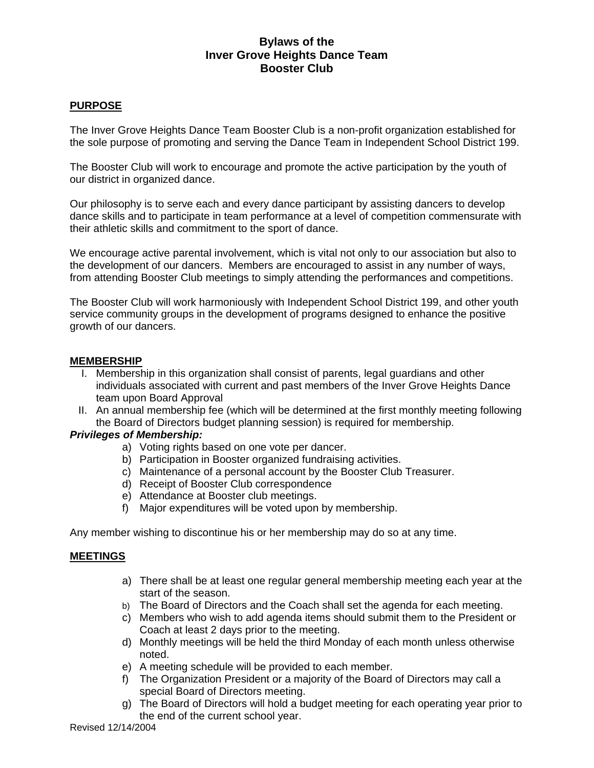# Bylaws of the Inver Grove Heights Dance Team Booster Club

## PURPOSE

The Inver Grove Heights Dance Team Booster Club is a non-profit organization established for the sole purpose of promoting and serving the Dance Team in Independent School District 199.

The Booster Club will work to encourage and promote the active participation by the youth of our district in organized dance.

Our philosophy is to serve each and every dance participant by assisting dancers to develop dance skills and to participate in team performance at a level of competition commensurate with their athletic skills and commitment to the sport of dance.

We encourage active parental involvement, which is vital not only to our association but also to the development of our dancers. Members are encouraged to assist in any number of ways, from attending Booster Club meetings to simply attending the performances and competitions.

The Booster Club will work harmoniously with Independent School District 199, and other youth service community groups in the development of programs designed to enhance the positive growth of our dancers.

## MEMBERSHIP

I. Membership in this organization shall consist of parents, legal guardians and other individuals associated with current and past members of the Inver Grove Heights Dance team upon Board Approval

II. An annual membership fee (which will be determined at the first monthly meeting following the Board of Directors budget planning session) is required for membership.

***Privileges of Membership:***

a) Voting rights based on one vote per dancer.
b) Participation in Booster organized fundraising activities.
c) Maintenance of a personal account by the Booster Club Treasurer.
d) Receipt of Booster Club correspondence
e) Attendance at Booster club meetings.
f) Major expenditures will be voted upon by membership.

Any member wishing to discontinue his or her membership may do so at any time.

## MEETINGS

a) There shall be at least one regular general membership meeting each year at the start of the season.
b) The Board of Directors and the Coach shall set the agenda for each meeting.
c) Members who wish to add agenda items should submit them to the President or Coach at least 2 days prior to the meeting.
d) Monthly meetings will be held the third Monday of each month unless otherwise noted.
e) A meeting schedule will be provided to each member.
f) The Organization President or a majority of the Board of Directors may call a special Board of Directors meeting.
g) The Board of Directors will hold a budget meeting for each operating year prior to the end of the current school year.

Revised 12/14/2004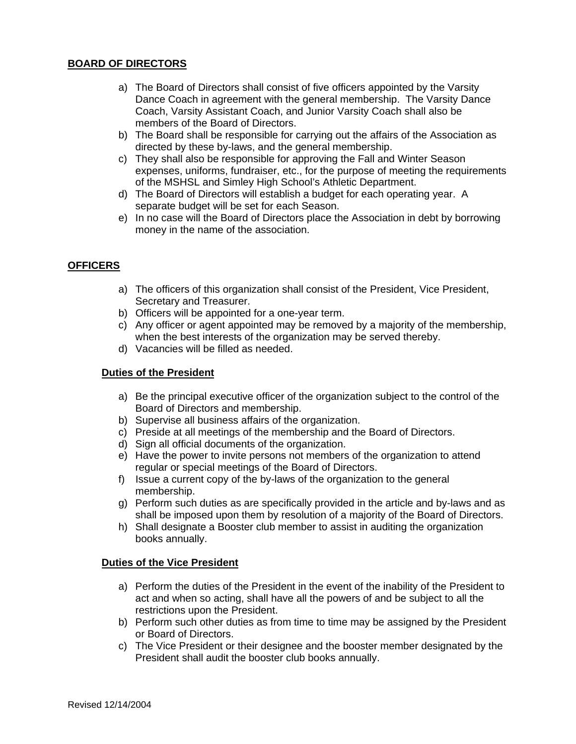## BOARD OF DIRECTORS

a) The Board of Directors shall consist of five officers appointed by the Varsity Dance Coach in agreement with the general membership. The Varsity Dance Coach, Varsity Assistant Coach, and Junior Varsity Coach shall also be members of the Board of Directors.
b) The Board shall be responsible for carrying out the affairs of the Association as directed by these by-laws, and the general membership.
c) They shall also be responsible for approving the Fall and Winter Season expenses, uniforms, fundraiser, etc., for the purpose of meeting the requirements of the MSHSL and Simley High School's Athletic Department.
d) The Board of Directors will establish a budget for each operating year. A separate budget will be set for each Season.
e) In no case will the Board of Directors place the Association in debt by borrowing money in the name of the association.

## OFFICERS

a) The officers of this organization shall consist of the President, Vice President, Secretary and Treasurer.
b) Officers will be appointed for a one-year term.
c) Any officer or agent appointed may be removed by a majority of the membership, when the best interests of the organization may be served thereby.
d) Vacancies will be filled as needed.

### Duties of the President

a) Be the principal executive officer of the organization subject to the control of the Board of Directors and membership.
b) Supervise all business affairs of the organization.
c) Preside at all meetings of the membership and the Board of Directors.
d) Sign all official documents of the organization.
e) Have the power to invite persons not members of the organization to attend regular or special meetings of the Board of Directors.
f) Issue a current copy of the by-laws of the organization to the general membership.
g) Perform such duties as are specifically provided in the article and by-laws and as shall be imposed upon them by resolution of a majority of the Board of Directors.
h) Shall designate a Booster club member to assist in auditing the organization books annually.

### Duties of the Vice President

a) Perform the duties of the President in the event of the inability of the President to act and when so acting, shall have all the powers of and be subject to all the restrictions upon the President.
b) Perform such other duties as from time to time may be assigned by the President or Board of Directors.
c) The Vice President or their designee and the booster member designated by the President shall audit the booster club books annually.

Revised 12/14/2004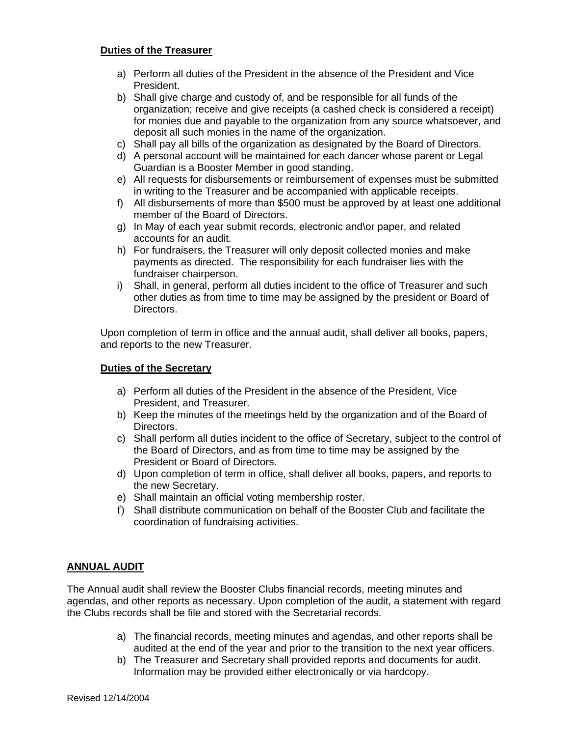**Duties of the Treasurer**

a) Perform all duties of the President in the absence of the President and Vice President.
b) Shall give charge and custody of, and be responsible for all funds of the organization; receive and give receipts (a cashed check is considered a receipt) for monies due and payable to the organization from any source whatsoever, and deposit all such monies in the name of the organization.
c) Shall pay all bills of the organization as designated by the Board of Directors.
d) A personal account will be maintained for each dancer whose parent or Legal Guardian is a Booster Member in good standing.
e) All requests for disbursements or reimbursement of expenses must be submitted in writing to the Treasurer and be accompanied with applicable receipts.
f) All disbursements of more than $500 must be approved by at least one additional member of the Board of Directors.
g) In May of each year submit records, electronic and\or paper, and related accounts for an audit.
h) For fundraisers, the Treasurer will only deposit collected monies and make payments as directed. The responsibility for each fundraiser lies with the fundraiser chairperson.
i) Shall, in general, perform all duties incident to the office of Treasurer and such other duties as from time to time may be assigned by the president or Board of Directors.

Upon completion of term in office and the annual audit, shall deliver all books, papers, and reports to the new Treasurer.

**Duties of the Secretary**

a) Perform all duties of the President in the absence of the President, Vice President, and Treasurer.
b) Keep the minutes of the meetings held by the organization and of the Board of Directors.
c) Shall perform all duties incident to the office of Secretary, subject to the control of the Board of Directors, and as from time to time may be assigned by the President or Board of Directors.
d) Upon completion of term in office, shall deliver all books, papers, and reports to the new Secretary.
e) Shall maintain an official voting membership roster.
f) Shall distribute communication on behalf of the Booster Club and facilitate the coordination of fundraising activities.

**ANNUAL AUDIT**

The Annual audit shall review the Booster Clubs financial records, meeting minutes and agendas, and other reports as necessary. Upon completion of the audit, a statement with regard the Clubs records shall be file and stored with the Secretarial records.

a) The financial records, meeting minutes and agendas, and other reports shall be audited at the end of the year and prior to the transition to the next year officers.
b) The Treasurer and Secretary shall provided reports and documents for audit. Information may be provided either electronically or via hardcopy.

Revised 12/14/2004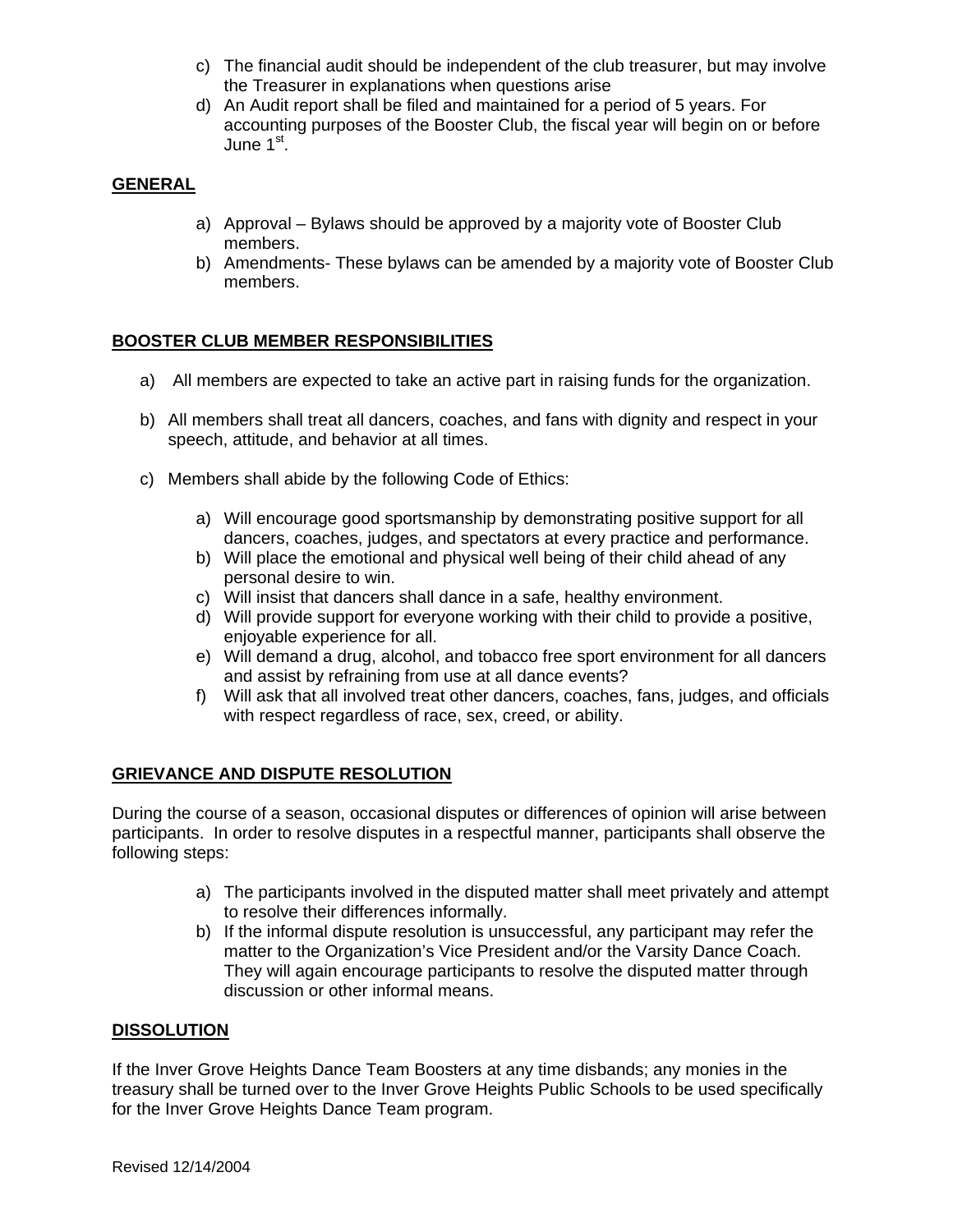c) The financial audit should be independent of the club treasurer, but may involve the Treasurer in explanations when questions arise
d) An Audit report shall be filed and maintained for a period of 5 years. For accounting purposes of the Booster Club, the fiscal year will begin on or before June 1st.

## GENERAL

a) Approval – Bylaws should be approved by a majority vote of Booster Club members.
b) Amendments- These bylaws can be amended by a majority vote of Booster Club members.

## BOOSTER CLUB MEMBER RESPONSIBILITIES

a) All members are expected to take an active part in raising funds for the organization.

b) All members shall treat all dancers, coaches, and fans with dignity and respect in your speech, attitude, and behavior at all times.

c) Members shall abide by the following Code of Ethics:

   a) Will encourage good sportsmanship by demonstrating positive support for all dancers, coaches, judges, and spectators at every practice and performance.
   b) Will place the emotional and physical well being of their child ahead of any personal desire to win.
   c) Will insist that dancers shall dance in a safe, healthy environment.
   d) Will provide support for everyone working with their child to provide a positive, enjoyable experience for all.
   e) Will demand a drug, alcohol, and tobacco free sport environment for all dancers and assist by refraining from use at all dance events?
   f) Will ask that all involved treat other dancers, coaches, fans, judges, and officials with respect regardless of race, sex, creed, or ability.

## GRIEVANCE AND DISPUTE RESOLUTION

During the course of a season, occasional disputes or differences of opinion will arise between participants. In order to resolve disputes in a respectful manner, participants shall observe the following steps:

a) The participants involved in the disputed matter shall meet privately and attempt to resolve their differences informally.
b) If the informal dispute resolution is unsuccessful, any participant may refer the matter to the Organization's Vice President and/or the Varsity Dance Coach. They will again encourage participants to resolve the disputed matter through discussion or other informal means.

## DISSOLUTION

If the Inver Grove Heights Dance Team Boosters at any time disbands; any monies in the treasury shall be turned over to the Inver Grove Heights Public Schools to be used specifically for the Inver Grove Heights Dance Team program.

Revised 12/14/2004